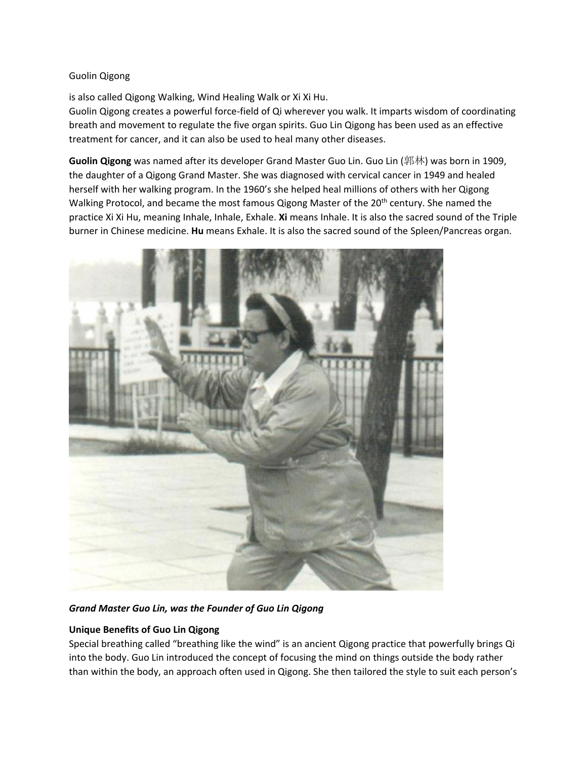Guolin Qigong

is also called Qigong Walking, Wind Healing Walk or Xi Xi Hu.
Guolin Qigong creates a powerful force-field of Qi wherever you walk. It imparts wisdom of coordinating breath and movement to regulate the five organ spirits. Guo Lin Qigong has been used as an effective treatment for cancer, and it can also be used to heal many other diseases.

**Guolin Qigong** was named after its developer Grand Master Guo Lin. Guo Lin (郭林) was born in 1909, the daughter of a Qigong Grand Master. She was diagnosed with cervical cancer in 1949 and healed herself with her walking program. In the 1960's she helped heal millions of others with her Qigong Walking Protocol, and became the most famous Qigong Master of the 20th century. She named the practice Xi Xi Hu, meaning Inhale, Inhale, Exhale. **Xi** means Inhale. It is also the sacred sound of the Triple burner in Chinese medicine. **Hu** means Exhale. It is also the sacred sound of the Spleen/Pancreas organ.

***Grand Master Guo Lin, was the Founder of Guo Lin Qigong***

**Unique Benefits of Guo Lin Qigong**

Special breathing called "breathing like the wind" is an ancient Qigong practice that powerfully brings Qi into the body. Guo Lin introduced the concept of focusing the mind on things outside the body rather than within the body, an approach often used in Qigong. She then tailored the style to suit each person's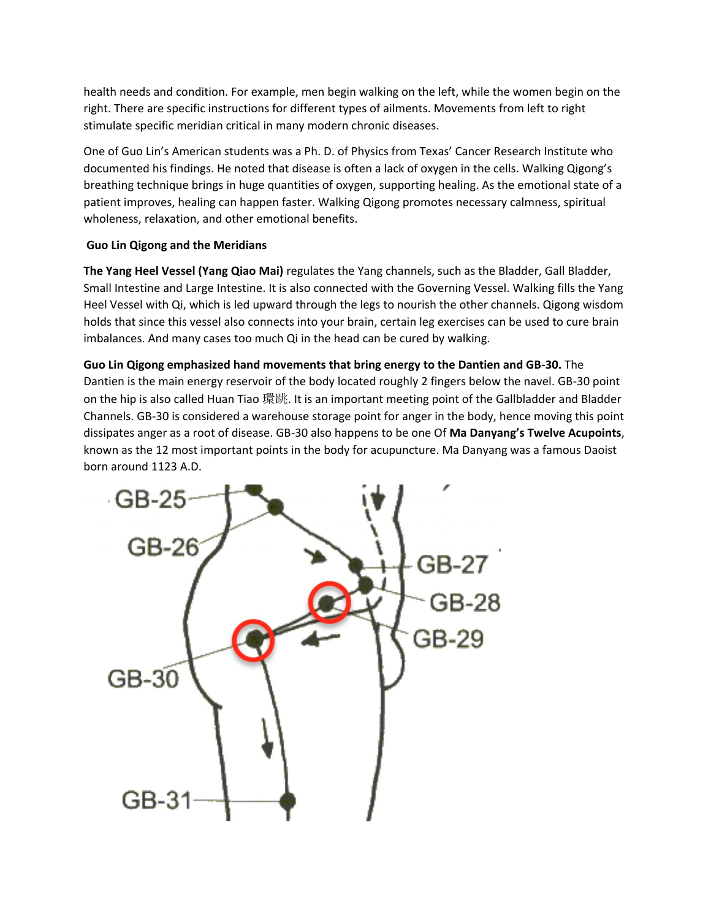health needs and condition. For example, men begin walking on the left, while the women begin on the right. There are specific instructions for different types of ailments. Movements from left to right stimulate specific meridian critical in many modern chronic diseases.

One of Guo Lin's American students was a Ph. D. of Physics from Texas' Cancer Research Institute who documented his findings. He noted that disease is often a lack of oxygen in the cells. Walking Qigong's breathing technique brings in huge quantities of oxygen, supporting healing. As the emotional state of a patient improves, healing can happen faster. Walking Qigong promotes necessary calmness, spiritual wholeness, relaxation, and other emotional benefits.

**Guo Lin Qigong and the Meridians**

**The Yang Heel Vessel (Yang Qiao Mai)** regulates the Yang channels, such as the Bladder, Gall Bladder, Small Intestine and Large Intestine. It is also connected with the Governing Vessel. Walking fills the Yang Heel Vessel with Qi, which is led upward through the legs to nourish the other channels. Qigong wisdom holds that since this vessel also connects into your brain, certain leg exercises can be used to cure brain imbalances. And many cases too much Qi in the head can be cured by walking.

**Guo Lin Qigong emphasized hand movements that bring energy to the Dantien and GB-30.** The Dantien is the main energy reservoir of the body located roughly 2 fingers below the navel. GB-30 point on the hip is also called Huan Tiao 環跳. It is an important meeting point of the Gallbladder and Bladder Channels. GB-30 is considered a warehouse storage point for anger in the body, hence moving this point dissipates anger as a root of disease. GB-30 also happens to be one Of **Ma Danyang's Twelve Acupoints**, known as the 12 most important points in the body for acupuncture. Ma Danyang was a famous Daoist born around 1123 A.D.

GB-25 GB-26 GB-27 GB-28 GB-29 GB-30 GB-31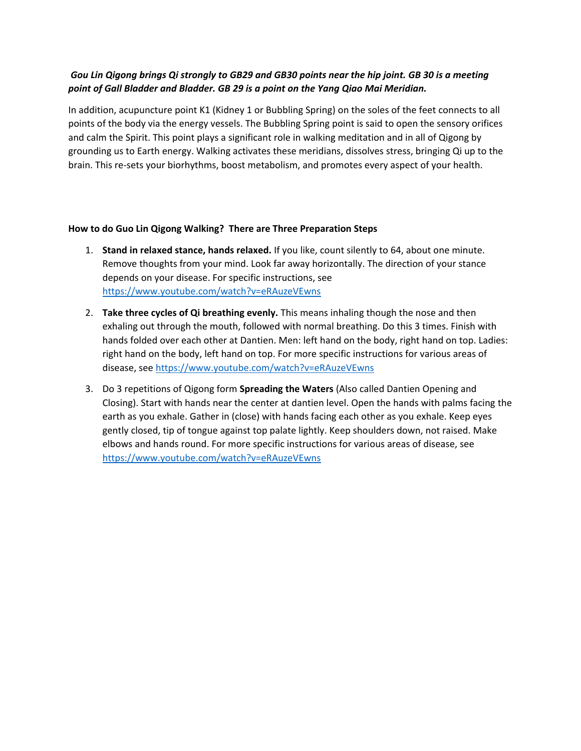***Gou Lin Qigong brings Qi strongly to GB29 and GB30 points near the hip joint. GB 30 is a meeting point of Gall Bladder and Bladder. GB 29 is a point on the Yang Qiao Mai Meridian.***

In addition, acupuncture point K1 (Kidney 1 or Bubbling Spring) on the soles of the feet connects to all points of the body via the energy vessels. The Bubbling Spring point is said to open the sensory orifices and calm the Spirit. This point plays a significant role in walking meditation and in all of Qigong by grounding us to Earth energy. Walking activates these meridians, dissolves stress, bringing Qi up to the brain. This re-sets your biorhythms, boost metabolism, and promotes every aspect of your health.

**How to do Guo Lin Qigong Walking? There are Three Preparation Steps**

1. **Stand in relaxed stance, hands relaxed.** If you like, count silently to 64, about one minute. Remove thoughts from your mind. Look far away horizontally. The direction of your stance depends on your disease. For specific instructions, see https://www.youtube.com/watch?v=eRAuzeVEwns
2. **Take three cycles of Qi breathing evenly.** This means inhaling though the nose and then exhaling out through the mouth, followed with normal breathing. Do this 3 times. Finish with hands folded over each other at Dantien. Men: left hand on the body, right hand on top. Ladies: right hand on the body, left hand on top. For more specific instructions for various areas of disease, see https://www.youtube.com/watch?v=eRAuzeVEwns
3. Do 3 repetitions of Qigong form **Spreading the Waters** (Also called Dantien Opening and Closing). Start with hands near the center at dantien level. Open the hands with palms facing the earth as you exhale. Gather in (close) with hands facing each other as you exhale. Keep eyes gently closed, tip of tongue against top palate lightly. Keep shoulders down, not raised. Make elbows and hands round. For more specific instructions for various areas of disease, see https://www.youtube.com/watch?v=eRAuzeVEwns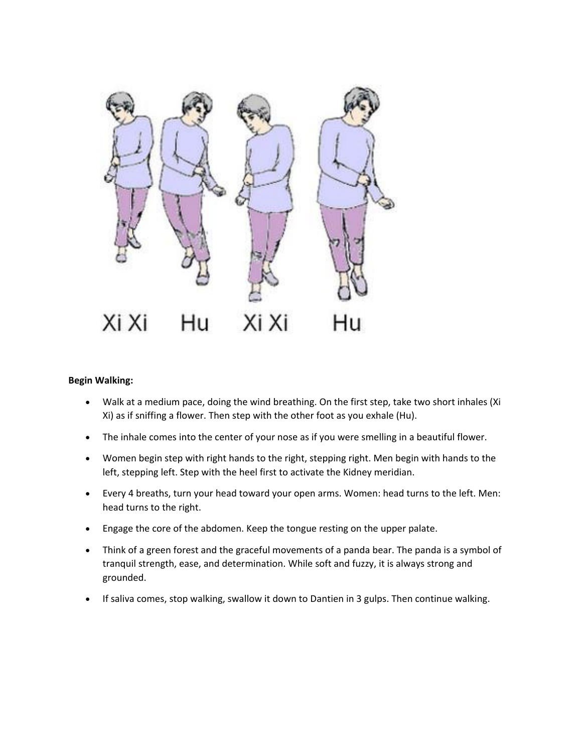Xi Xi Hu Xi Xi Hu

**Begin Walking:**

- Walk at a medium pace, doing the wind breathing. On the first step, take two short inhales (Xi Xi) as if sniffing a flower. Then step with the other foot as you exhale (Hu).
- The inhale comes into the center of your nose as if you were smelling in a beautiful flower.
- Women begin step with right hands to the right, stepping right. Men begin with hands to the left, stepping left. Step with the heel first to activate the Kidney meridian.
- Every 4 breaths, turn your head toward your open arms. Women: head turns to the left. Men: head turns to the right.
- Engage the core of the abdomen. Keep the tongue resting on the upper palate.
- Think of a green forest and the graceful movements of a panda bear. The panda is a symbol of tranquil strength, ease, and determination. While soft and fuzzy, it is always strong and grounded.
- If saliva comes, stop walking, swallow it down to Dantien in 3 gulps. Then continue walking.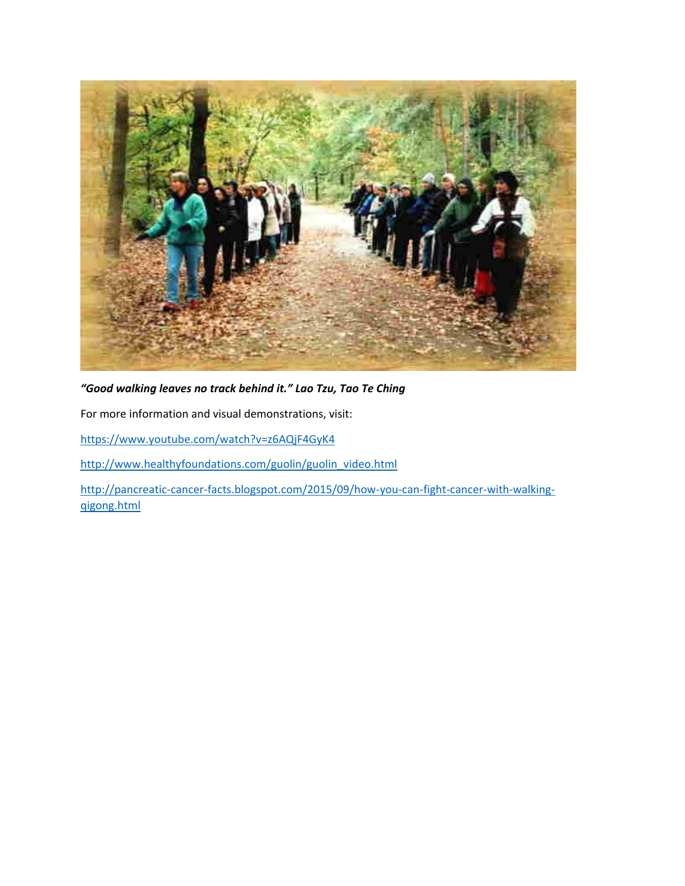***"Good walking leaves no track behind it." Lao Tzu, Tao Te Ching***

For more information and visual demonstrations, visit:

https://www.youtube.com/watch?v=z6AQjF4GyK4

http://www.healthyfoundations.com/guolin/guolin_video.html

http://pancreatic-cancer-facts.blogspot.com/2015/09/how-you-can-fight-cancer-with-walking-qigong.html